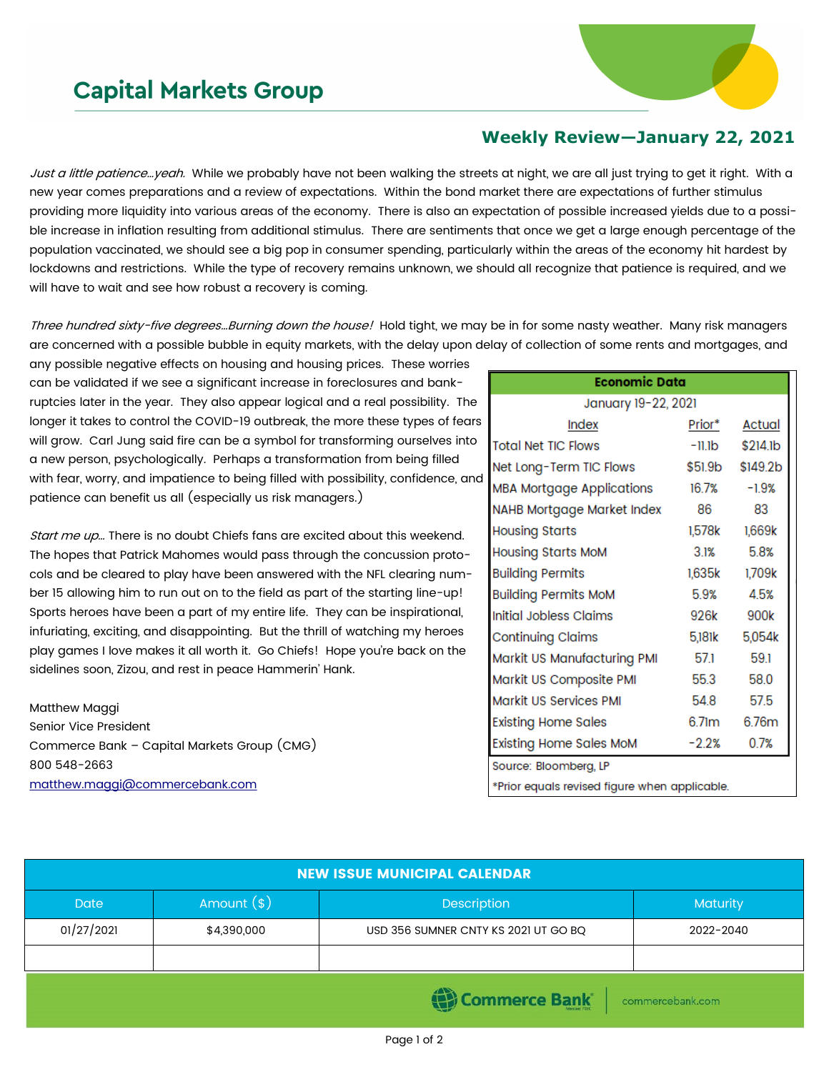# Capital Markets Group

## Weekly Review—January 22, 2021

*Just a little patience…yeah.* While we probably have not been walking the streets at night, we are all just trying to get it right. With a new year comes preparations and a review of expectations. Within the bond market there are expectations of further stimulus providing more liquidity into various areas of the economy. There is also an expectation of possible increased yields due to a possible increase in inflation resulting from additional stimulus. There are sentiments that once we get a large enough percentage of the population vaccinated, we should see a big pop in consumer spending, particularly within the areas of the economy hit hardest by lockdowns and restrictions. While the type of recovery remains unknown, we should all recognize that patience is required, and we will have to wait and see how robust a recovery is coming.

*Three hundred sixty-five degrees…Burning down the house!* Hold tight, we may be in for some nasty weather. Many risk managers are concerned with a possible bubble in equity markets, with the delay upon delay of collection of some rents and mortgages, and any possible negative effects on housing and housing prices. These worries can be validated if we see a significant increase in foreclosures and bankruptcies later in the year. They also appear logical and a real possibility. The longer it takes to control the COVID-19 outbreak, the more these types of fears will grow. Carl Jung said fire can be a symbol for transforming ourselves into a new person, psychologically. Perhaps a transformation from being filled with fear, worry, and impatience to being filled with possibility, confidence, and patience can benefit us all (especially us risk managers.)

*Start me up…* There is no doubt Chiefs fans are excited about this weekend. The hopes that Patrick Mahomes would pass through the concussion protocols and be cleared to play have been answered with the NFL clearing number 15 allowing him to run out on to the field as part of the starting line-up! Sports heroes have been a part of my entire life. They can be inspirational, infuriating, exciting, and disappointing. But the thrill of watching my heroes play games I love makes it all worth it. Go Chiefs! Hope you're back on the sidelines soon, Zizou, and rest in peace Hammerin' Hank.

Matthew Maggi
Senior Vice President
Commerce Bank – Capital Markets Group (CMG)
800 548-2663
matthew.maggi@commercebank.com

**Economic Data**
January 19-22, 2021

| Index | Prior* | Actual |
|---|---|---|
| Total Net TIC Flows | -11.1b | $214.1b |
| Net Long-Term TIC Flows | $51.9b | $149.2b |
| MBA Mortgage Applications | 16.7% | -1.9% |
| NAHB Mortgage Market Index | 86 | 83 |
| Housing Starts | 1,578k | 1,669k |
| Housing Starts MoM | 3.1% | 5.8% |
| Building Permits | 1,635k | 1,709k |
| Building Permits MoM | 5.9% | 4.5% |
| Initial Jobless Claims | 926k | 900k |
| Continuing Claims | 5,181k | 5,054k |
| Markit US Manufacturing PMI | 57.1 | 59.1 |
| Markit US Composite PMI | 55.3 | 58.0 |
| Markit US Services PMI | 54.8 | 57.5 |
| Existing Home Sales | 6.71m | 6.76m |
| Existing Home Sales MoM | -2.2% | 0.7% |

Source: Bloomberg, LP
*Prior equals revised figure when applicable.

**NEW ISSUE MUNICIPAL CALENDAR**

| Date | Amount ($) | Description | Maturity |
|---|---|---|---|
| 01/27/2021 | $4,390,000 | USD 356 SUMNER CNTY KS 2021 UT GO BQ | 2022-2040 |
| | | | |

Commerce Bank | commercebank.com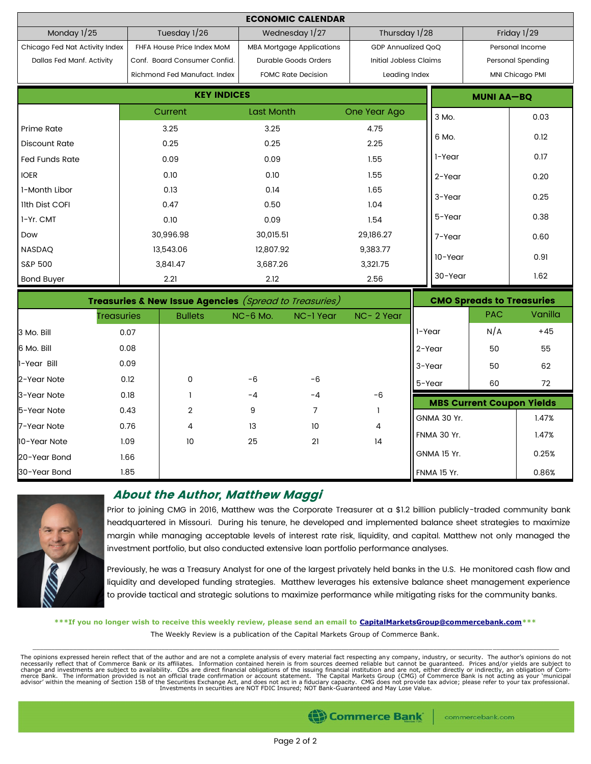## ECONOMIC CALENDAR

| Monday 1/25 | Tuesday 1/26 | Wednesday 1/27 | Thursday 1/28 | Friday 1/29 |
|---|---|---|---|---|
| Chicago Fed Nat Activity Index | FHFA House Price Index MoM | MBA Mortgage Applications | GDP Annualized QoQ | Personal Income |
| Dallas Fed Manf. Activity | Conf. Board Consumer Confid. | Durable Goods Orders | Initial Jobless Claims | Personal Spending |
| | Richmond Fed Manufact. Index | FOMC Rate Decision | Leading Index | MNI Chicago PMI |

## KEY INDICES

| | Current | Last Month | One Year Ago |
|---|---|---|---|
| Prime Rate | 3.25 | 3.25 | 4.75 |
| Discount Rate | 0.25 | 0.25 | 2.25 |
| Fed Funds Rate | 0.09 | 0.09 | 1.55 |
| IOER | 0.10 | 0.10 | 1.55 |
| 1-Month Libor | 0.13 | 0.14 | 1.65 |
| 11th Dist COFI | 0.47 | 0.50 | 1.04 |
| 1-Yr. CMT | 0.10 | 0.09 | 1.54 |
| Dow | 30,996.98 | 30,015.51 | 29,186.27 |
| NASDAQ | 13,543.06 | 12,807.92 | 9,383.77 |
| S&P 500 | 3,841.47 | 3,687.26 | 3,321.75 |
| Bond Buyer | 2.21 | 2.12 | 2.56 |

## MUNI AA—BQ

| | |
|---|---|
| 3 Mo. | 0.03 |
| 6 Mo. | 0.12 |
| 1-Year | 0.17 |
| 2-Year | 0.20 |
| 3-Year | 0.25 |
| 5-Year | 0.38 |
| 7-Year | 0.60 |
| 10-Year | 0.91 |
| 30-Year | 1.62 |

## Treasuries & New Issue Agencies *(Spread to Treasuries)*

| | Treasuries | Bullets | NC-6 Mo. | NC-1 Year | NC- 2 Year |
|---|---|---|---|---|---|
| 3 Mo. Bill | 0.07 | | | | |
| 6 Mo. Bill | 0.08 | | | | |
| 1-Year Bill | 0.09 | | | | |
| 2-Year Note | 0.12 | 0 | -6 | -6 | |
| 3-Year Note | 0.18 | 1 | -4 | -4 | -6 |
| 5-Year Note | 0.43 | 2 | 9 | 7 | 1 |
| 7-Year Note | 0.76 | 4 | 13 | 10 | 4 |
| 10-Year Note | 1.09 | 10 | 25 | 21 | 14 |
| 20-Year Bond | 1.66 | | | | |
| 30-Year Bond | 1.85 | | | | |

## CMO Spreads to Treasuries

| | PAC | Vanilla |
|---|---|---|
| 1-Year | N/A | +45 |
| 2-Year | 50 | 55 |
| 3-Year | 50 | 62 |
| 5-Year | 60 | 72 |

## MBS Current Coupon Yields

| | |
|---|---|
| GNMA 30 Yr. | 1.47% |
| FNMA 30 Yr. | 1.47% |
| GNMA 15 Yr. | 0.25% |
| FNMA 15 Yr. | 0.86% |

## *About the Author, Matthew Maggi*

Prior to joining CMG in 2016, Matthew was the Corporate Treasurer at a $1.2 billion publicly-traded community bank headquartered in Missouri. During his tenure, he developed and implemented balance sheet strategies to maximize margin while managing acceptable levels of interest rate risk, liquidity, and capital. Matthew not only managed the investment portfolio, but also conducted extensive loan portfolio performance analyses.

Previously, he was a Treasury Analyst for one of the largest privately held banks in the U.S. He monitored cash flow and liquidity and developed funding strategies. Matthew leverages his extensive balance sheet management experience to provide tactical and strategic solutions to maximize performance while mitigating risks for the community banks.

**\*\*\*If you no longer wish to receive this weekly review, please send an email to CapitalMarketsGroup@commercebank.com\*\*\***

The Weekly Review is a publication of the Capital Markets Group of Commerce Bank.

The opinions expressed herein reflect that of the author and are not a complete analysis of every material fact respecting any company, industry, or security. The author's opinions do not necessarily reflect that of Commerce Bank or its affiliates. Information contained herein is from sources deemed reliable but cannot be guaranteed. Prices and/or yields are subject to change and investments are subject to availability. CDs are direct financial obligations of the issuing financial institution and are not, either directly or indirectly, an obligation of Commerce Bank. The information provided is not an official trade confirmation or account statement. The Capital Markets Group (CMG) of Commerce Bank is not acting as your 'municipal advisor' within the meaning of Section 15B of the Securities Exchange Act, and does not act in a fiduciary capacity. CMG does not provide tax advice; please refer to your tax professional. Investments in securities are NOT FDIC Insured; NOT Bank-Guaranteed and May Lose Value.

Commerce Bank | commercebank.com